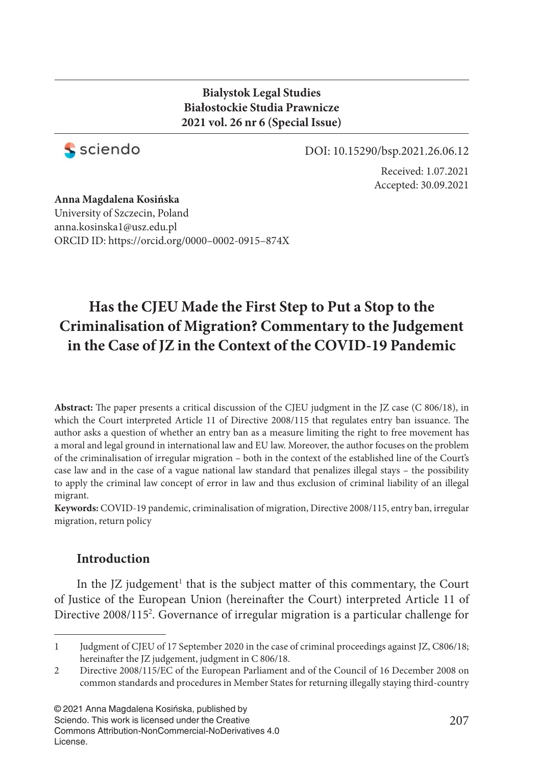**Bialystok Legal Studies**
**Białostockie Studia Prawnicze**
**2021 vol. 26 nr 6 (Special Issue)**

sciendo

DOI: 10.15290/bsp.2021.26.06.12

Received: 1.07.2021
Accepted: 30.09.2021

**Anna Magdalena Kosińska**
University of Szczecin, Poland
anna.kosinska1@usz.edu.pl
ORCID ID: https://orcid.org/0000–0002-0915–874X

# Has the CJEU Made the First Step to Put a Stop to the Criminalisation of Migration? Commentary to the Judgement in the Case of JZ in the Context of the COVID-19 Pandemic

**Abstract:** The paper presents a critical discussion of the CJEU judgment in the JZ case (C 806/18), in which the Court interpreted Article 11 of Directive 2008/115 that regulates entry ban issuance. The author asks a question of whether an entry ban as a measure limiting the right to free movement has a moral and legal ground in international law and EU law. Moreover, the author focuses on the problem of the criminalisation of irregular migration – both in the context of the established line of the Court's case law and in the case of a vague national law standard that penalizes illegal stays – the possibility to apply the criminal law concept of error in law and thus exclusion of criminal liability of an illegal migrant.

**Keywords:** COVID-19 pandemic, criminalisation of migration, Directive 2008/115, entry ban, irregular migration, return policy

## Introduction

In the JZ judgement[1] that is the subject matter of this commentary, the Court of Justice of the European Union (hereinafter the Court) interpreted Article 11 of Directive 2008/115[2]. Governance of irregular migration is a particular challenge for

1 Judgment of CJEU of 17 September 2020 in the case of criminal proceedings against JZ, C806/18; hereinafter the JZ judgement, judgment in C 806/18.

2 Directive 2008/115/EC of the European Parliament and of the Council of 16 December 2008 on common standards and procedures in Member States for returning illegally staying third-country

© 2021 Anna Magdalena Kosińska, published by Sciendo. This work is licensed under the Creative Commons Attribution-NonCommercial-NoDerivatives 4.0 License.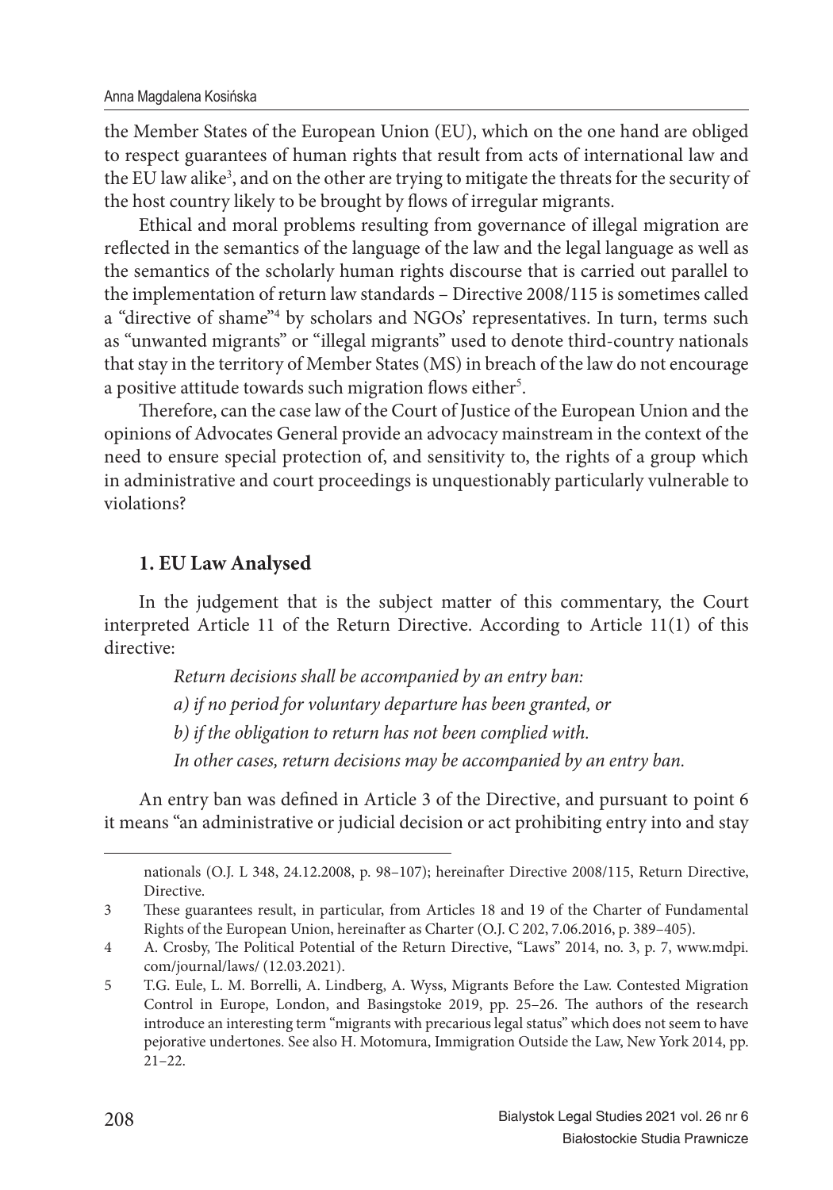the Member States of the European Union (EU), which on the one hand are obliged to respect guarantees of human rights that result from acts of international law and the EU law alike[3], and on the other are trying to mitigate the threats for the security of the host country likely to be brought by flows of irregular migrants.

Ethical and moral problems resulting from governance of illegal migration are reflected in the semantics of the language of the law and the legal language as well as the semantics of the scholarly human rights discourse that is carried out parallel to the implementation of return law standards – Directive 2008/115 is sometimes called a "directive of shame"[4] by scholars and NGOs' representatives. In turn, terms such as "unwanted migrants" or "illegal migrants" used to denote third-country nationals that stay in the territory of Member States (MS) in breach of the law do not encourage a positive attitude towards such migration flows either[5].

Therefore, can the case law of the Court of Justice of the European Union and the opinions of Advocates General provide an advocacy mainstream in the context of the need to ensure special protection of, and sensitivity to, the rights of a group which in administrative and court proceedings is unquestionably particularly vulnerable to violations?

## 1. EU Law Analysed

In the judgement that is the subject matter of this commentary, the Court interpreted Article 11 of the Return Directive. According to Article 11(1) of this directive:

> *Return decisions shall be accompanied by an entry ban:*
>
> *a) if no period for voluntary departure has been granted, or*
>
> *b) if the obligation to return has not been complied with.*
>
> *In other cases, return decisions may be accompanied by an entry ban.*

An entry ban was defined in Article 3 of the Directive, and pursuant to point 6 it means "an administrative or judicial decision or act prohibiting entry into and stay

---

nationals (O.J. L 348, 24.12.2008, p. 98–107); hereinafter Directive 2008/115, Return Directive, Directive.

3 These guarantees result, in particular, from Articles 18 and 19 of the Charter of Fundamental Rights of the European Union, hereinafter as Charter (O.J. C 202, 7.06.2016, p. 389–405).

4 A. Crosby, The Political Potential of the Return Directive, "Laws" 2014, no. 3, p. 7, www.mdpi.com/journal/laws/ (12.03.2021).

5 T.G. Eule, L. M. Borrelli, A. Lindberg, A. Wyss, Migrants Before the Law. Contested Migration Control in Europe, London, and Basingstoke 2019, pp. 25–26. The authors of the research introduce an interesting term "migrants with precarious legal status" which does not seem to have pejorative undertones. See also H. Motomura, Immigration Outside the Law, New York 2014, pp. 21–22.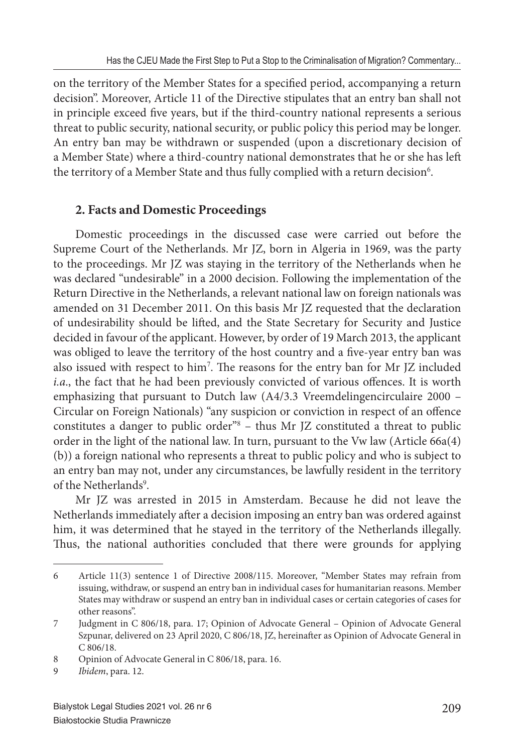on the territory of the Member States for a specified period, accompanying a return decision". Moreover, Article 11 of the Directive stipulates that an entry ban shall not in principle exceed five years, but if the third-country national represents a serious threat to public security, national security, or public policy this period may be longer. An entry ban may be withdrawn or suspended (upon a discretionary decision of a Member State) where a third-country national demonstrates that he or she has left the territory of a Member State and thus fully complied with a return decision[6].

## 2. Facts and Domestic Proceedings

Domestic proceedings in the discussed case were carried out before the Supreme Court of the Netherlands. Mr JZ, born in Algeria in 1969, was the party to the proceedings. Mr JZ was staying in the territory of the Netherlands when he was declared "undesirable" in a 2000 decision. Following the implementation of the Return Directive in the Netherlands, a relevant national law on foreign nationals was amended on 31 December 2011. On this basis Mr JZ requested that the declaration of undesirability should be lifted, and the State Secretary for Security and Justice decided in favour of the applicant. However, by order of 19 March 2013, the applicant was obliged to leave the territory of the host country and a five-year entry ban was also issued with respect to him[7]. The reasons for the entry ban for Mr JZ included *i.a.*, the fact that he had been previously convicted of various offences. It is worth emphasizing that pursuant to Dutch law (A4/3.3 Vreemdelingencirculaire 2000 – Circular on Foreign Nationals) "any suspicion or conviction in respect of an offence constitutes a danger to public order"[8] – thus Mr JZ constituted a threat to public order in the light of the national law. In turn, pursuant to the Vw law (Article 66a(4)(b)) a foreign national who represents a threat to public policy and who is subject to an entry ban may not, under any circumstances, be lawfully resident in the territory of the Netherlands[9].

Mr JZ was arrested in 2015 in Amsterdam. Because he did not leave the Netherlands immediately after a decision imposing an entry ban was ordered against him, it was determined that he stayed in the territory of the Netherlands illegally. Thus, the national authorities concluded that there were grounds for applying

---

6 Article 11(3) sentence 1 of Directive 2008/115. Moreover, "Member States may refrain from issuing, withdraw, or suspend an entry ban in individual cases for humanitarian reasons. Member States may withdraw or suspend an entry ban in individual cases or certain categories of cases for other reasons".

7 Judgment in C 806/18, para. 17; Opinion of Advocate General – Opinion of Advocate General Szpunar, delivered on 23 April 2020, C 806/18, JZ, hereinafter as Opinion of Advocate General in C 806/18.

8 Opinion of Advocate General in C 806/18, para. 16.

9 *Ibidem*, para. 12.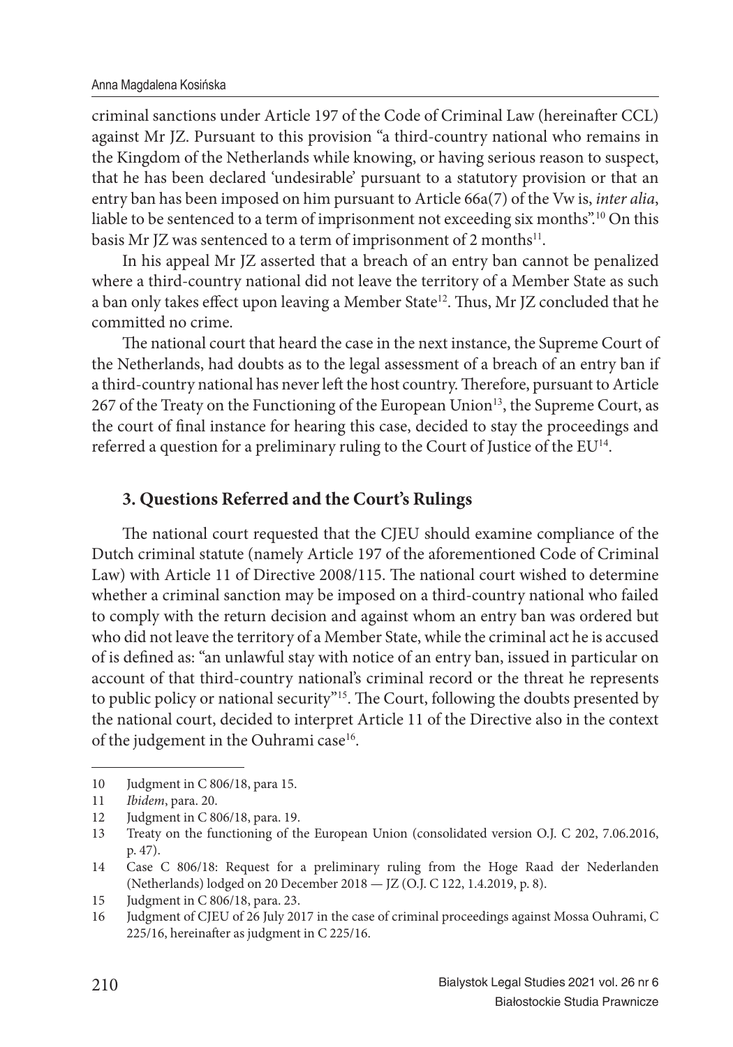criminal sanctions under Article 197 of the Code of Criminal Law (hereinafter CCL) against Mr JZ. Pursuant to this provision "a third-country national who remains in the Kingdom of the Netherlands while knowing, or having serious reason to suspect, that he has been declared 'undesirable' pursuant to a statutory provision or that an entry ban has been imposed on him pursuant to Article 66a(7) of the Vw is, *inter alia*, liable to be sentenced to a term of imprisonment not exceeding six months".[10] On this basis Mr JZ was sentenced to a term of imprisonment of 2 months[11].

In his appeal Mr JZ asserted that a breach of an entry ban cannot be penalized where a third-country national did not leave the territory of a Member State as such a ban only takes effect upon leaving a Member State[12]. Thus, Mr JZ concluded that he committed no crime.

The national court that heard the case in the next instance, the Supreme Court of the Netherlands, had doubts as to the legal assessment of a breach of an entry ban if a third-country national has never left the host country. Therefore, pursuant to Article 267 of the Treaty on the Functioning of the European Union[13], the Supreme Court, as the court of final instance for hearing this case, decided to stay the proceedings and referred a question for a preliminary ruling to the Court of Justice of the EU[14].

## 3. Questions Referred and the Court's Rulings

The national court requested that the CJEU should examine compliance of the Dutch criminal statute (namely Article 197 of the aforementioned Code of Criminal Law) with Article 11 of Directive 2008/115. The national court wished to determine whether a criminal sanction may be imposed on a third-country national who failed to comply with the return decision and against whom an entry ban was ordered but who did not leave the territory of a Member State, while the criminal act he is accused of is defined as: "an unlawful stay with notice of an entry ban, issued in particular on account of that third-country national's criminal record or the threat he represents to public policy or national security"[15]. The Court, following the doubts presented by the national court, decided to interpret Article 11 of the Directive also in the context of the judgement in the Ouhrami case[16].

---

10 Judgment in C 806/18, para 15.

11 *Ibidem*, para. 20.

12 Judgment in C 806/18, para. 19.

13 Treaty on the functioning of the European Union (consolidated version O.J. C 202, 7.06.2016, p. 47).

14 Case C 806/18: Request for a preliminary ruling from the Hoge Raad der Nederlanden (Netherlands) lodged on 20 December 2018 — JZ (O.J. C 122, 1.4.2019, p. 8).

15 Judgment in C 806/18, para. 23.

16 Judgment of CJEU of 26 July 2017 in the case of criminal proceedings against Mossa Ouhrami, C 225/16, hereinafter as judgment in C 225/16.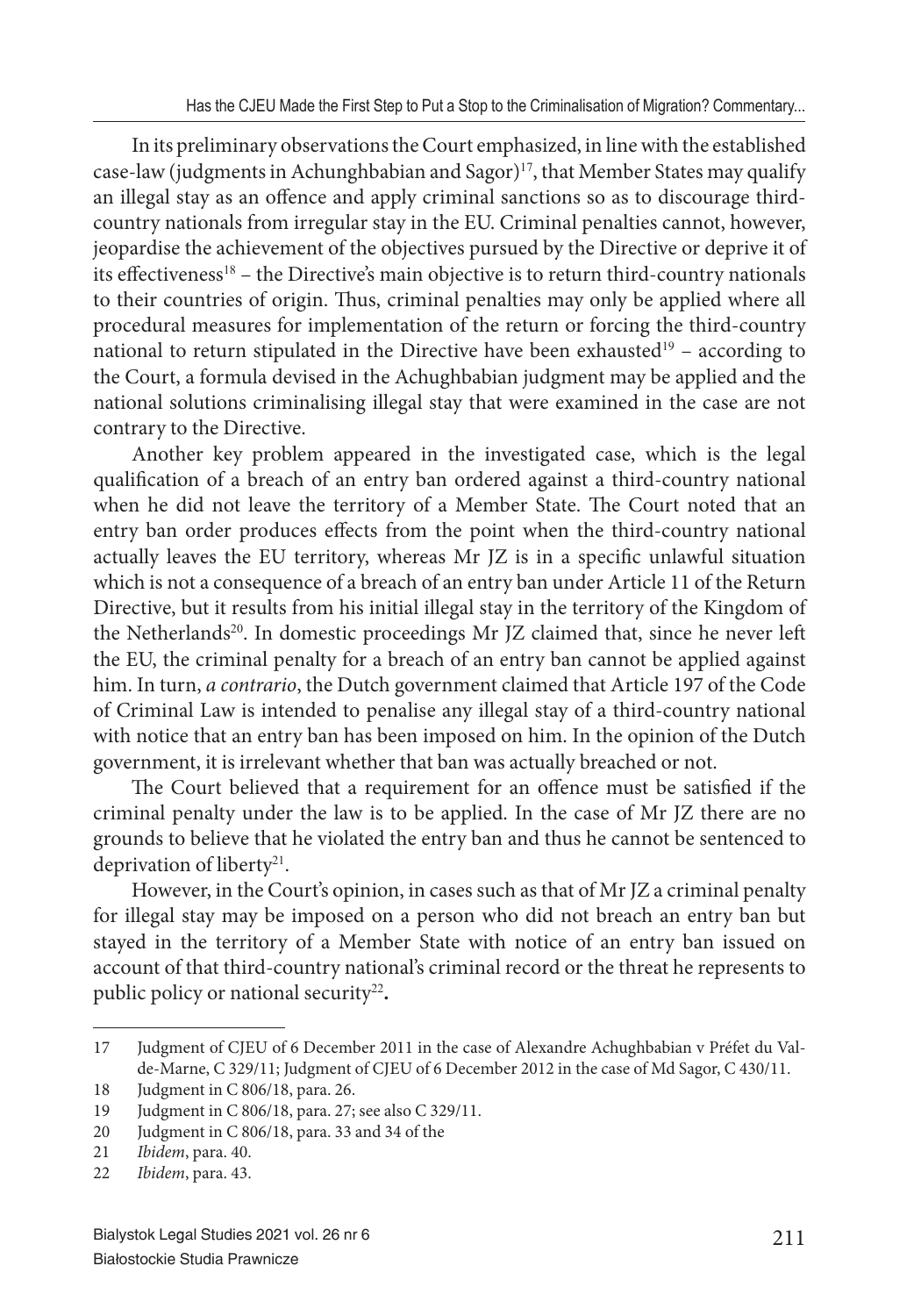In its preliminary observations the Court emphasized, in line with the established case-law (judgments in Achunghbabian and Sagor)[17], that Member States may qualify an illegal stay as an offence and apply criminal sanctions so as to discourage third-country nationals from irregular stay in the EU. Criminal penalties cannot, however, jeopardise the achievement of the objectives pursued by the Directive or deprive it of its effectiveness[18] – the Directive's main objective is to return third-country nationals to their countries of origin. Thus, criminal penalties may only be applied where all procedural measures for implementation of the return or forcing the third-country national to return stipulated in the Directive have been exhausted[19] – according to the Court, a formula devised in the Achughbabian judgment may be applied and the national solutions criminalising illegal stay that were examined in the case are not contrary to the Directive.

Another key problem appeared in the investigated case, which is the legal qualification of a breach of an entry ban ordered against a third-country national when he did not leave the territory of a Member State. The Court noted that an entry ban order produces effects from the point when the third-country national actually leaves the EU territory, whereas Mr JZ is in a specific unlawful situation which is not a consequence of a breach of an entry ban under Article 11 of the Return Directive, but it results from his initial illegal stay in the territory of the Kingdom of the Netherlands[20]. In domestic proceedings Mr JZ claimed that, since he never left the EU, the criminal penalty for a breach of an entry ban cannot be applied against him. In turn, *a contrario*, the Dutch government claimed that Article 197 of the Code of Criminal Law is intended to penalise any illegal stay of a third-country national with notice that an entry ban has been imposed on him. In the opinion of the Dutch government, it is irrelevant whether that ban was actually breached or not.

The Court believed that a requirement for an offence must be satisfied if the criminal penalty under the law is to be applied. In the case of Mr JZ there are no grounds to believe that he violated the entry ban and thus he cannot be sentenced to deprivation of liberty[21].

However, in the Court's opinion, in cases such as that of Mr JZ a criminal penalty for illegal stay may be imposed on a person who did not breach an entry ban but stayed in the territory of a Member State with notice of an entry ban issued on account of that third-country national's criminal record or the threat he represents to public policy or national security[22]**.**

---

17 Judgment of CJEU of 6 December 2011 in the case of Alexandre Achughbabian v Préfet du Val-de-Marne, C 329/11; Judgment of CJEU of 6 December 2012 in the case of Md Sagor, C 430/11.

18 Judgment in C 806/18, para. 26.

19 Judgment in C 806/18, para. 27; see also C 329/11.

20 Judgment in C 806/18, para. 33 and 34 of the

21 *Ibidem*, para. 40.

22 *Ibidem*, para. 43.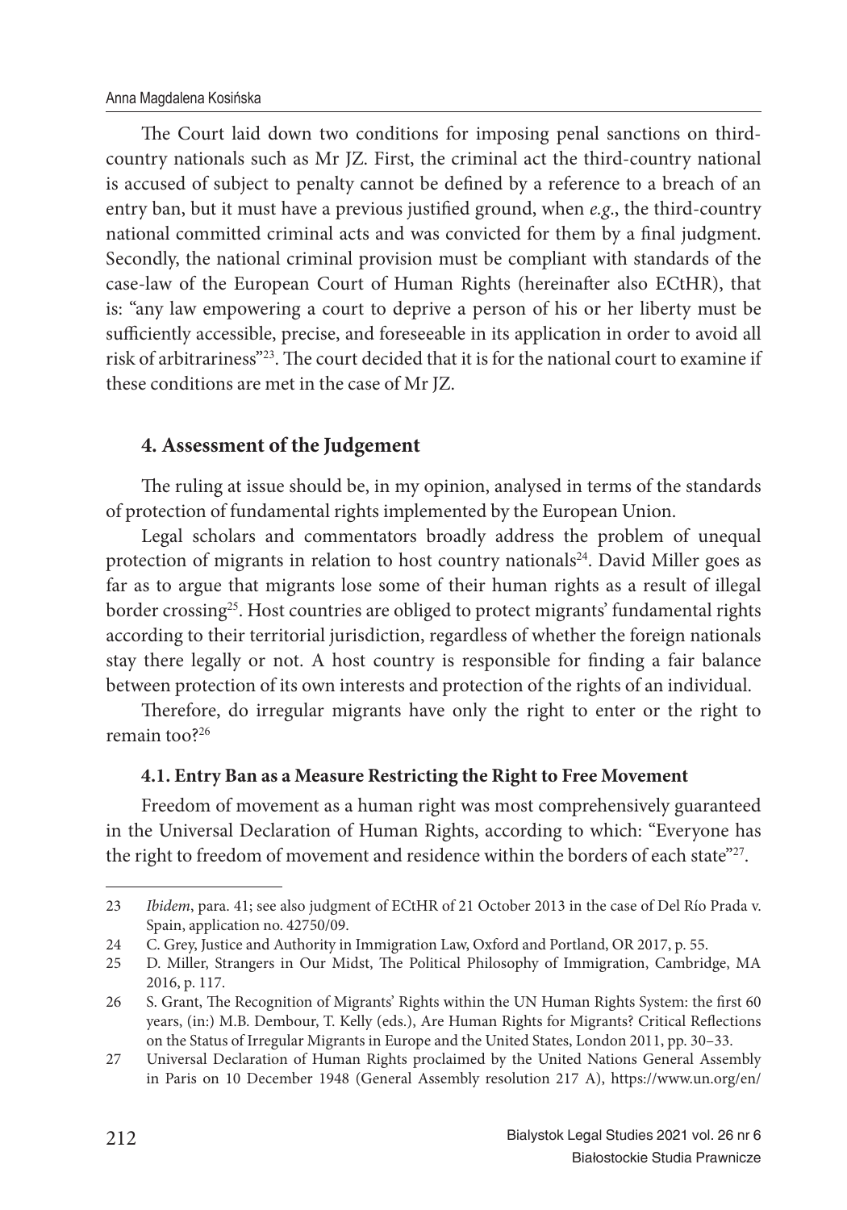The Court laid down two conditions for imposing penal sanctions on third-country nationals such as Mr JZ. First, the criminal act the third-country national is accused of subject to penalty cannot be defined by a reference to a breach of an entry ban, but it must have a previous justified ground, when *e.g.*, the third-country national committed criminal acts and was convicted for them by a final judgment. Secondly, the national criminal provision must be compliant with standards of the case-law of the European Court of Human Rights (hereinafter also ECtHR), that is: "any law empowering a court to deprive a person of his or her liberty must be sufficiently accessible, precise, and foreseeable in its application in order to avoid all risk of arbitrariness"[23]. The court decided that it is for the national court to examine if these conditions are met in the case of Mr JZ.

## 4. Assessment of the Judgement

The ruling at issue should be, in my opinion, analysed in terms of the standards of protection of fundamental rights implemented by the European Union.

Legal scholars and commentators broadly address the problem of unequal protection of migrants in relation to host country nationals[24]. David Miller goes as far as to argue that migrants lose some of their human rights as a result of illegal border crossing[25]. Host countries are obliged to protect migrants' fundamental rights according to their territorial jurisdiction, regardless of whether the foreign nationals stay there legally or not. A host country is responsible for finding a fair balance between protection of its own interests and protection of the rights of an individual.

Therefore, do irregular migrants have only the right to enter or the right to remain too?[26]

### 4.1. Entry Ban as a Measure Restricting the Right to Free Movement

Freedom of movement as a human right was most comprehensively guaranteed in the Universal Declaration of Human Rights, according to which: "Everyone has the right to freedom of movement and residence within the borders of each state"[27].

---

23 *Ibidem*, para. 41; see also judgment of ECtHR of 21 October 2013 in the case of Del Río Prada v. Spain, application no. 42750/09.

24 C. Grey, Justice and Authority in Immigration Law, Oxford and Portland, OR 2017, p. 55.

25 D. Miller, Strangers in Our Midst, The Political Philosophy of Immigration, Cambridge, MA 2016, p. 117.

26 S. Grant, The Recognition of Migrants' Rights within the UN Human Rights System: the first 60 years, (in:) M.B. Dembour, T. Kelly (eds.), Are Human Rights for Migrants? Critical Reflections on the Status of Irregular Migrants in Europe and the United States, London 2011, pp. 30–33.

27 Universal Declaration of Human Rights proclaimed by the United Nations General Assembly in Paris on 10 December 1948 (General Assembly resolution 217 A), https://www.un.org/en/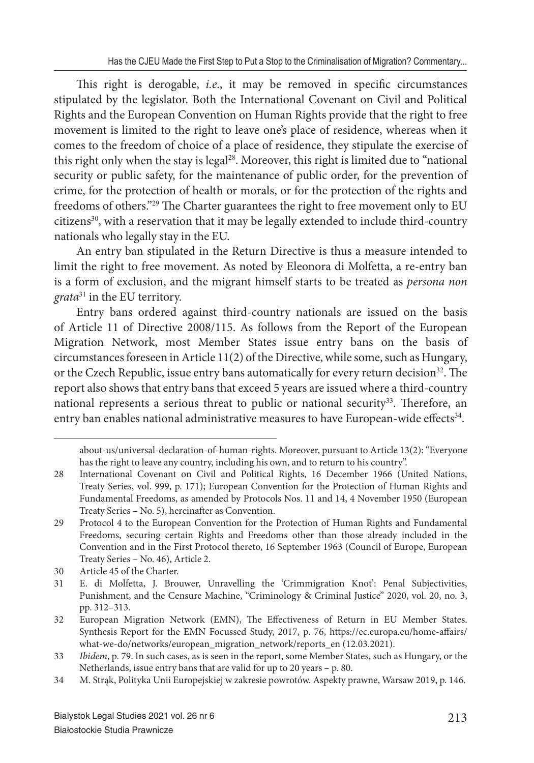This right is derogable, *i.e*., it may be removed in specific circumstances stipulated by the legislator. Both the International Covenant on Civil and Political Rights and the European Convention on Human Rights provide that the right to free movement is limited to the right to leave one's place of residence, whereas when it comes to the freedom of choice of a place of residence, they stipulate the exercise of this right only when the stay is legal[28]. Moreover, this right is limited due to "national security or public safety, for the maintenance of public order, for the prevention of crime, for the protection of health or morals, or for the protection of the rights and freedoms of others."[29] The Charter guarantees the right to free movement only to EU citizens[30], with a reservation that it may be legally extended to include third-country nationals who legally stay in the EU.

An entry ban stipulated in the Return Directive is thus a measure intended to limit the right to free movement. As noted by Eleonora di Molfetta, a re-entry ban is a form of exclusion, and the migrant himself starts to be treated as *persona non grata*[31] in the EU territory.

Entry bans ordered against third-country nationals are issued on the basis of Article 11 of Directive 2008/115. As follows from the Report of the European Migration Network, most Member States issue entry bans on the basis of circumstances foreseen in Article 11(2) of the Directive, while some, such as Hungary, or the Czech Republic, issue entry bans automatically for every return decision[32]. The report also shows that entry bans that exceed 5 years are issued where a third-country national represents a serious threat to public or national security[33]. Therefore, an entry ban enables national administrative measures to have European-wide effects[34].

---

about-us/universal-declaration-of-human-rights. Moreover, pursuant to Article 13(2): "Everyone has the right to leave any country, including his own, and to return to his country".

28 International Covenant on Civil and Political Rights, 16 December 1966 (United Nations, Treaty Series, vol. 999, p. 171); European Convention for the Protection of Human Rights and Fundamental Freedoms, as amended by Protocols Nos. 11 and 14, 4 November 1950 (European Treaty Series – No. 5), hereinafter as Convention.

29 Protocol 4 to the European Convention for the Protection of Human Rights and Fundamental Freedoms, securing certain Rights and Freedoms other than those already included in the Convention and in the First Protocol thereto, 16 September 1963 (Council of Europe, European Treaty Series – No. 46), Article 2.

30 Article 45 of the Charter.

31 E. di Molfetta, J. Brouwer, Unravelling the 'Crimmigration Knot': Penal Subjectivities, Punishment, and the Censure Machine, "Criminology & Criminal Justice" 2020, vol. 20, no. 3, pp. 312–313.

32 European Migration Network (EMN), The Effectiveness of Return in EU Member States. Synthesis Report for the EMN Focussed Study, 2017, p. 76, https://ec.europa.eu/home-affairs/what-we-do/networks/european_migration_network/reports_en (12.03.2021).

33 *Ibidem*, p. 79. In such cases, as is seen in the report, some Member States, such as Hungary, or the Netherlands, issue entry bans that are valid for up to 20 years – p. 80.

34 M. Strąk, Polityka Unii Europejskiej w zakresie powrotów. Aspekty prawne, Warsaw 2019, p. 146.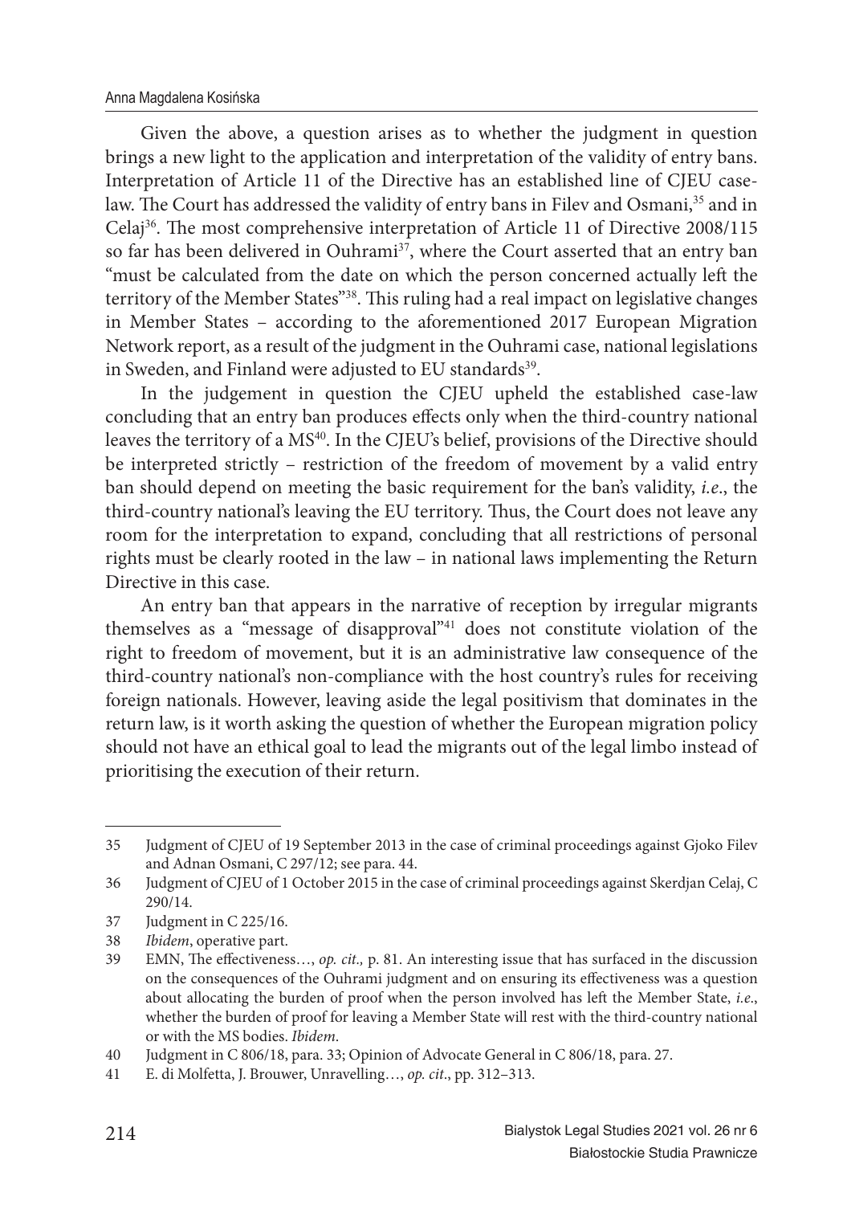Given the above, a question arises as to whether the judgment in question brings a new light to the application and interpretation of the validity of entry bans. Interpretation of Article 11 of the Directive has an established line of CJEU case-law. The Court has addressed the validity of entry bans in Filev and Osmani,[35] and in Celaj[36]. The most comprehensive interpretation of Article 11 of Directive 2008/115 so far has been delivered in Ouhrami[37], where the Court asserted that an entry ban "must be calculated from the date on which the person concerned actually left the territory of the Member States"[38]. This ruling had a real impact on legislative changes in Member States – according to the aforementioned 2017 European Migration Network report, as a result of the judgment in the Ouhrami case, national legislations in Sweden, and Finland were adjusted to EU standards[39].

In the judgement in question the CJEU upheld the established case-law concluding that an entry ban produces effects only when the third-country national leaves the territory of a MS[40]. In the CJEU's belief, provisions of the Directive should be interpreted strictly – restriction of the freedom of movement by a valid entry ban should depend on meeting the basic requirement for the ban's validity, *i.e*., the third-country national's leaving the EU territory. Thus, the Court does not leave any room for the interpretation to expand, concluding that all restrictions of personal rights must be clearly rooted in the law – in national laws implementing the Return Directive in this case.

An entry ban that appears in the narrative of reception by irregular migrants themselves as a "message of disapproval"[41] does not constitute violation of the right to freedom of movement, but it is an administrative law consequence of the third-country national's non-compliance with the host country's rules for receiving foreign nationals. However, leaving aside the legal positivism that dominates in the return law, is it worth asking the question of whether the European migration policy should not have an ethical goal to lead the migrants out of the legal limbo instead of prioritising the execution of their return.

---

35 Judgment of CJEU of 19 September 2013 in the case of criminal proceedings against Gjoko Filev and Adnan Osmani, C 297/12; see para. 44.

36 Judgment of CJEU of 1 October 2015 in the case of criminal proceedings against Skerdjan Celaj, C 290/14.

37 Judgment in C 225/16.

38 *Ibidem*, operative part.

39 EMN, The effectiveness…, *op. cit.,* p. 81. An interesting issue that has surfaced in the discussion on the consequences of the Ouhrami judgment and on ensuring its effectiveness was a question about allocating the burden of proof when the person involved has left the Member State, *i.e*., whether the burden of proof for leaving a Member State will rest with the third-country national or with the MS bodies. *Ibidem*.

40 Judgment in C 806/18, para. 33; Opinion of Advocate General in C 806/18, para. 27.

41 E. di Molfetta, J. Brouwer, Unravelling…, *op. cit*., pp. 312–313.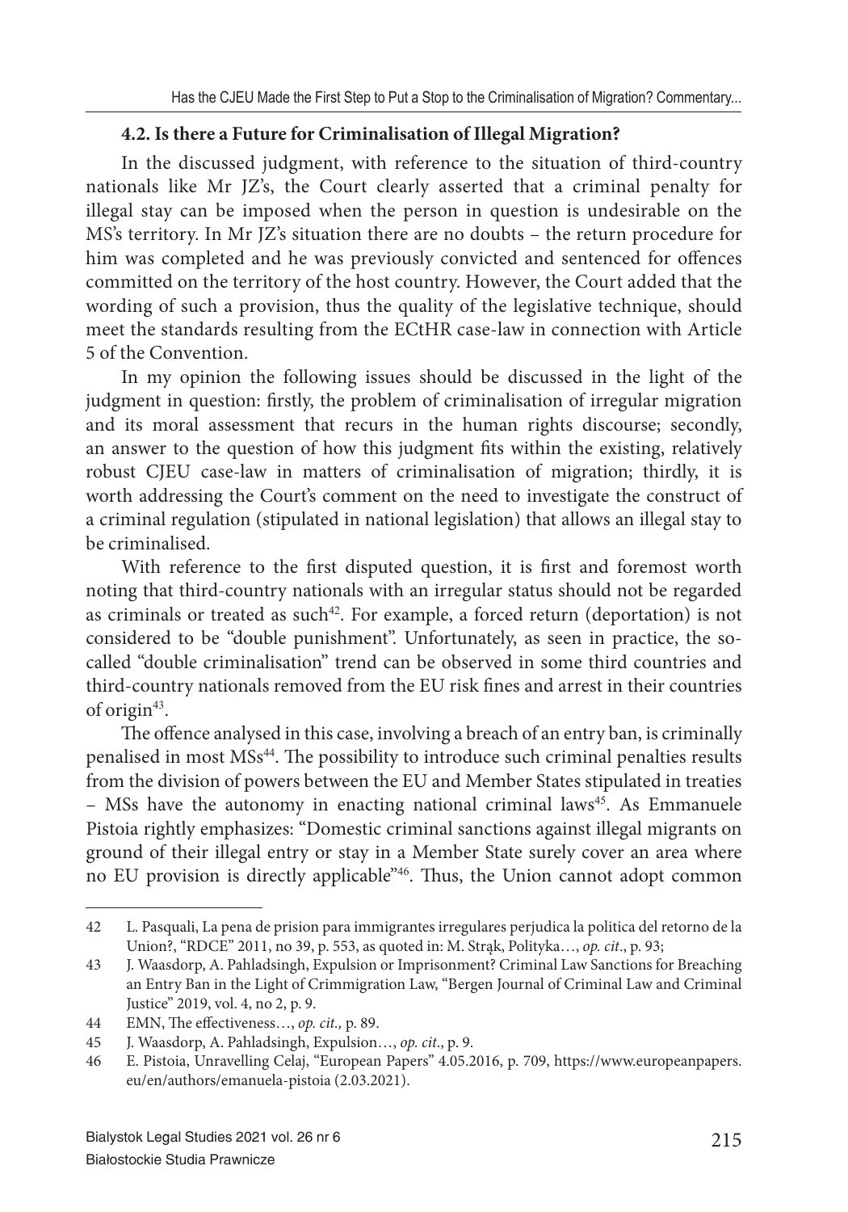### 4.2. Is there a Future for Criminalisation of Illegal Migration?

In the discussed judgment, with reference to the situation of third-country nationals like Mr JZ's, the Court clearly asserted that a criminal penalty for illegal stay can be imposed when the person in question is undesirable on the MS's territory. In Mr JZ's situation there are no doubts – the return procedure for him was completed and he was previously convicted and sentenced for offences committed on the territory of the host country. However, the Court added that the wording of such a provision, thus the quality of the legislative technique, should meet the standards resulting from the ECtHR case-law in connection with Article 5 of the Convention.

In my opinion the following issues should be discussed in the light of the judgment in question: firstly, the problem of criminalisation of irregular migration and its moral assessment that recurs in the human rights discourse; secondly, an answer to the question of how this judgment fits within the existing, relatively robust CJEU case-law in matters of criminalisation of migration; thirdly, it is worth addressing the Court's comment on the need to investigate the construct of a criminal regulation (stipulated in national legislation) that allows an illegal stay to be criminalised.

With reference to the first disputed question, it is first and foremost worth noting that third-country nationals with an irregular status should not be regarded as criminals or treated as such[42]. For example, a forced return (deportation) is not considered to be "double punishment". Unfortunately, as seen in practice, the so-called "double criminalisation" trend can be observed in some third countries and third-country nationals removed from the EU risk fines and arrest in their countries of origin[43].

The offence analysed in this case, involving a breach of an entry ban, is criminally penalised in most MSs[44]. The possibility to introduce such criminal penalties results from the division of powers between the EU and Member States stipulated in treaties – MSs have the autonomy in enacting national criminal laws[45]. As Emmanuele Pistoia rightly emphasizes: "Domestic criminal sanctions against illegal migrants on ground of their illegal entry or stay in a Member State surely cover an area where no EU provision is directly applicable"[46]. Thus, the Union cannot adopt common

---

42 L. Pasquali, La pena de prision para immigrantes irregulares perjudica la politica del retorno de la Union?, "RDCE" 2011, no 39, p. 553, as quoted in: M. Strąk, Polityka…, *op. cit*., p. 93;

43 J. Waasdorp, A. Pahladsingh, Expulsion or Imprisonment? Criminal Law Sanctions for Breaching an Entry Ban in the Light of Crimmigration Law, "Bergen Journal of Criminal Law and Criminal Justice" 2019, vol. 4, no 2, p. 9.

44 EMN, The effectiveness…, *op. cit.,* p. 89.

45 J. Waasdorp, A. Pahladsingh, Expulsion…, *op. cit*., p. 9.

46 E. Pistoia, Unravelling Celaj, "European Papers" 4.05.2016, p. 709, https://www.europeanpapers.eu/en/authors/emanuela-pistoia (2.03.2021).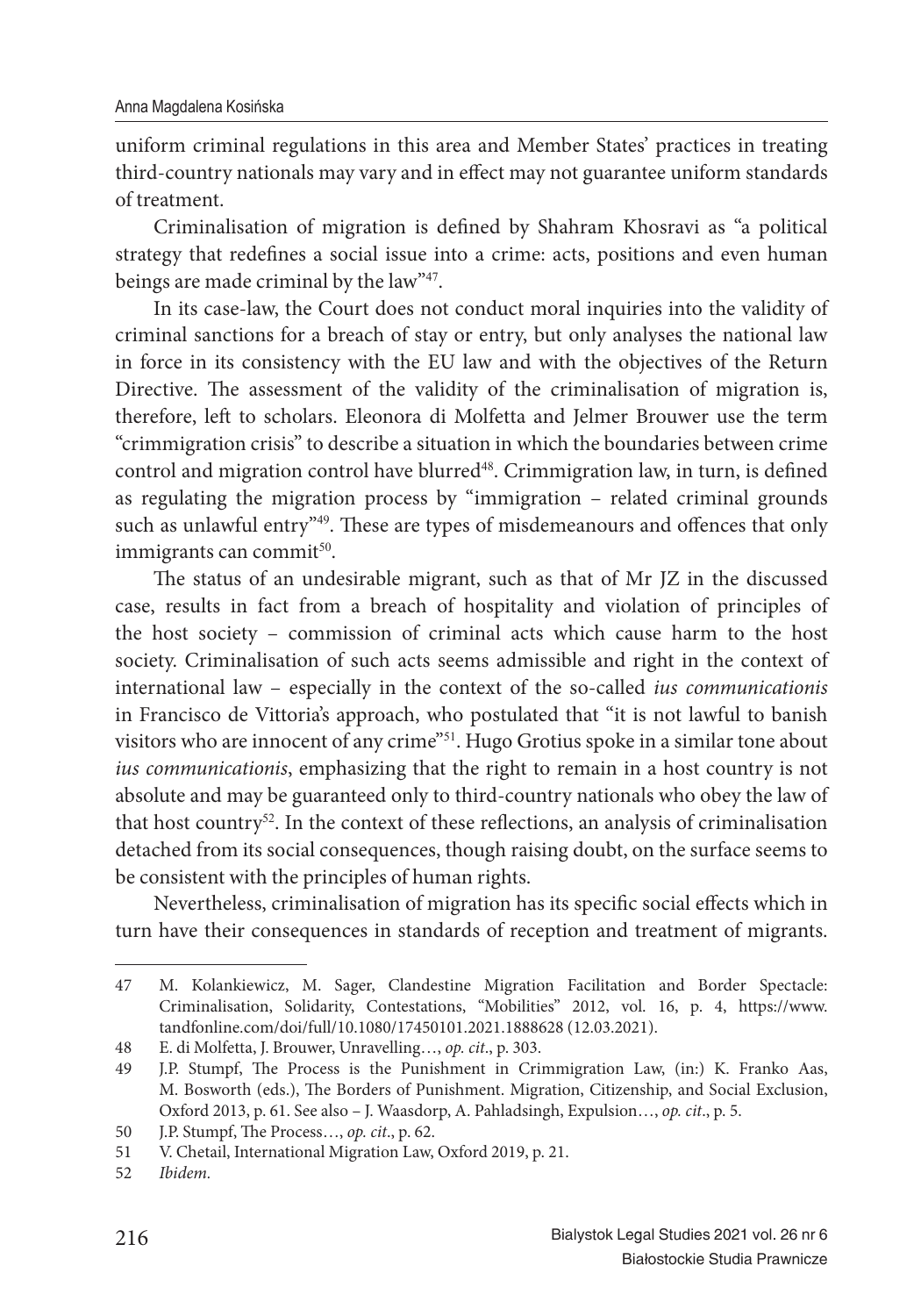uniform criminal regulations in this area and Member States' practices in treating third-country nationals may vary and in effect may not guarantee uniform standards of treatment.

Criminalisation of migration is defined by Shahram Khosravi as "a political strategy that redefines a social issue into a crime: acts, positions and even human beings are made criminal by the law"[47].

In its case-law, the Court does not conduct moral inquiries into the validity of criminal sanctions for a breach of stay or entry, but only analyses the national law in force in its consistency with the EU law and with the objectives of the Return Directive. The assessment of the validity of the criminalisation of migration is, therefore, left to scholars. Eleonora di Molfetta and Jelmer Brouwer use the term "crimmigration crisis" to describe a situation in which the boundaries between crime control and migration control have blurred[48]. Crimmigration law, in turn, is defined as regulating the migration process by "immigration – related criminal grounds such as unlawful entry"[49]. These are types of misdemeanours and offences that only immigrants can commit[50].

The status of an undesirable migrant, such as that of Mr JZ in the discussed case, results in fact from a breach of hospitality and violation of principles of the host society – commission of criminal acts which cause harm to the host society. Criminalisation of such acts seems admissible and right in the context of international law – especially in the context of the so-called *ius communicationis* in Francisco de Vittoria's approach, who postulated that "it is not lawful to banish visitors who are innocent of any crime"[51]. Hugo Grotius spoke in a similar tone about *ius communicationis*, emphasizing that the right to remain in a host country is not absolute and may be guaranteed only to third-country nationals who obey the law of that host country[52]. In the context of these reflections, an analysis of criminalisation detached from its social consequences, though raising doubt, on the surface seems to be consistent with the principles of human rights.

Nevertheless, criminalisation of migration has its specific social effects which in turn have their consequences in standards of reception and treatment of migrants.

---

47 M. Kolankiewicz, M. Sager, Clandestine Migration Facilitation and Border Spectacle: Criminalisation, Solidarity, Contestations, "Mobilities" 2012, vol. 16, p. 4, https://www.tandfonline.com/doi/full/10.1080/17450101.2021.1888628 (12.03.2021).

48 E. di Molfetta, J. Brouwer, Unravelling…, *op. cit*., p. 303.

49 J.P. Stumpf, The Process is the Punishment in Crimmigration Law, (in:) K. Franko Aas, M. Bosworth (eds.), The Borders of Punishment. Migration, Citizenship, and Social Exclusion, Oxford 2013, p. 61. See also – J. Waasdorp, A. Pahladsingh, Expulsion…, *op. cit*., p. 5.

50 J.P. Stumpf, The Process…, *op. cit*., p. 62.

51 V. Chetail, International Migration Law, Oxford 2019, p. 21.

52 *Ibidem*.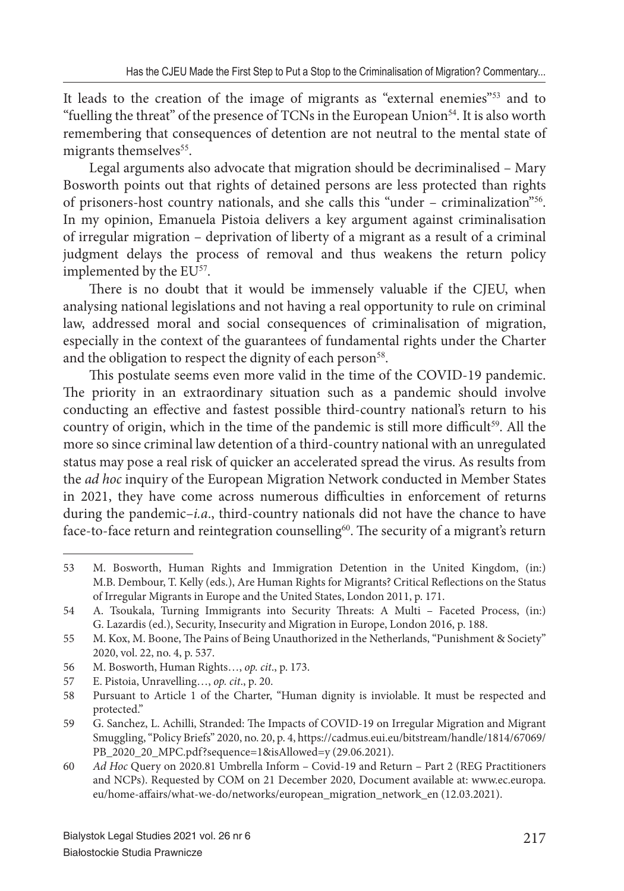It leads to the creation of the image of migrants as "external enemies"[53] and to "fuelling the threat" of the presence of TCNs in the European Union[54]. It is also worth remembering that consequences of detention are not neutral to the mental state of migrants themselves[55].

Legal arguments also advocate that migration should be decriminalised – Mary Bosworth points out that rights of detained persons are less protected than rights of prisoners-host country nationals, and she calls this "under – criminalization"[56]. In my opinion, Emanuela Pistoia delivers a key argument against criminalisation of irregular migration – deprivation of liberty of a migrant as a result of a criminal judgment delays the process of removal and thus weakens the return policy implemented by the EU[57].

There is no doubt that it would be immensely valuable if the CJEU, when analysing national legislations and not having a real opportunity to rule on criminal law, addressed moral and social consequences of criminalisation of migration, especially in the context of the guarantees of fundamental rights under the Charter and the obligation to respect the dignity of each person[58].

This postulate seems even more valid in the time of the COVID-19 pandemic. The priority in an extraordinary situation such as a pandemic should involve conducting an effective and fastest possible third-country national's return to his country of origin, which in the time of the pandemic is still more difficult[59]. All the more so since criminal law detention of a third-country national with an unregulated status may pose a real risk of quicker an accelerated spread the virus. As results from the *ad hoc* inquiry of the European Migration Network conducted in Member States in 2021, they have come across numerous difficulties in enforcement of returns during the pandemic–*i.a*., third-country nationals did not have the chance to have face-to-face return and reintegration counselling[60]. The security of a migrant's return

---

53 M. Bosworth, Human Rights and Immigration Detention in the United Kingdom, (in:) M.B. Dembour, T. Kelly (eds.), Are Human Rights for Migrants? Critical Reflections on the Status of Irregular Migrants in Europe and the United States, London 2011, p. 171.

54 A. Tsoukala, Turning Immigrants into Security Threats: A Multi – Faceted Process, (in:) G. Lazardis (ed.), Security, Insecurity and Migration in Europe, London 2016, p. 188.

55 M. Kox, M. Boone, The Pains of Being Unauthorized in the Netherlands, "Punishment & Society" 2020, vol. 22, no. 4, p. 537.

56 M. Bosworth, Human Rights…, *op. cit*., p. 173.

57 E. Pistoia, Unravelling…, *op. cit*., p. 20.

58 Pursuant to Article 1 of the Charter, "Human dignity is inviolable. It must be respected and protected."

59 G. Sanchez, L. Achilli, Stranded: The Impacts of COVID-19 on Irregular Migration and Migrant Smuggling, "Policy Briefs" 2020, no. 20, p. 4, https://cadmus.eui.eu/bitstream/handle/1814/67069/PB_2020_20_MPC.pdf?sequence=1&isAllowed=y (29.06.2021).

60 *Ad Hoc* Query on 2020.81 Umbrella Inform – Covid-19 and Return – Part 2 (REG Practitioners and NCPs). Requested by COM on 21 December 2020, Document available at: www.ec.europa.eu/home-affairs/what-we-do/networks/european_migration_network_en (12.03.2021).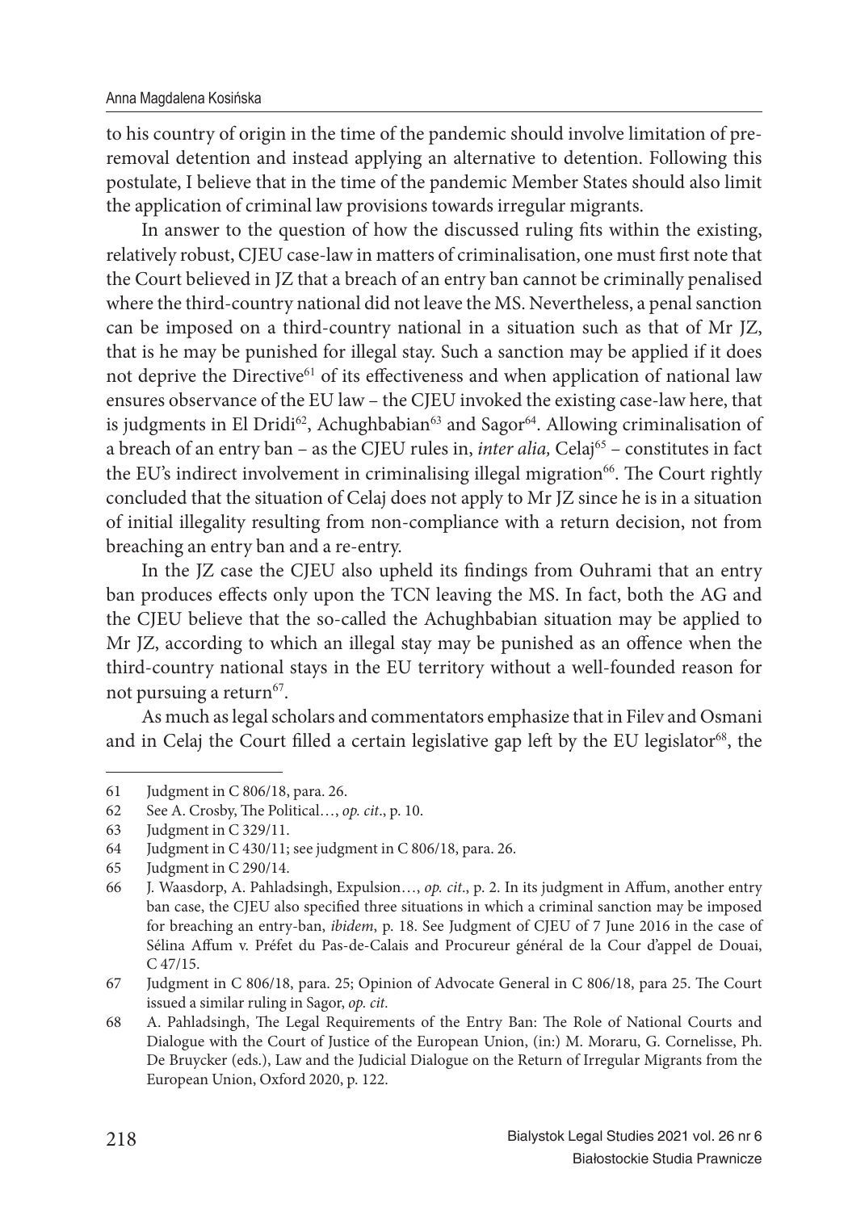to his country of origin in the time of the pandemic should involve limitation of pre-removal detention and instead applying an alternative to detention. Following this postulate, I believe that in the time of the pandemic Member States should also limit the application of criminal law provisions towards irregular migrants.

In answer to the question of how the discussed ruling fits within the existing, relatively robust, CJEU case-law in matters of criminalisation, one must first note that the Court believed in JZ that a breach of an entry ban cannot be criminally penalised where the third-country national did not leave the MS. Nevertheless, a penal sanction can be imposed on a third-country national in a situation such as that of Mr JZ, that is he may be punished for illegal stay. Such a sanction may be applied if it does not deprive the Directive[61] of its effectiveness and when application of national law ensures observance of the EU law – the CJEU invoked the existing case-law here, that is judgments in El Dridi[62], Achughbabian[63] and Sagor[64]. Allowing criminalisation of a breach of an entry ban – as the CJEU rules in, *inter alia,* Celaj[65] – constitutes in fact the EU's indirect involvement in criminalising illegal migration[66]. The Court rightly concluded that the situation of Celaj does not apply to Mr JZ since he is in a situation of initial illegality resulting from non-compliance with a return decision, not from breaching an entry ban and a re-entry.

In the JZ case the CJEU also upheld its findings from Ouhrami that an entry ban produces effects only upon the TCN leaving the MS. In fact, both the AG and the CJEU believe that the so-called the Achughbabian situation may be applied to Mr JZ, according to which an illegal stay may be punished as an offence when the third-country national stays in the EU territory without a well-founded reason for not pursuing a return[67].

As much as legal scholars and commentators emphasize that in Filev and Osmani and in Celaj the Court filled a certain legislative gap left by the EU legislator[68], the

---

61 Judgment in C 806/18, para. 26.

62 See A. Crosby, The Political…, *op. cit*., p. 10.

63 Judgment in C 329/11.

64 Judgment in C 430/11; see judgment in C 806/18, para. 26.

65 Judgment in C 290/14.

66 J. Waasdorp, A. Pahladsingh, Expulsion…, *op. cit*., p. 2. In its judgment in Affum, another entry ban case, the CJEU also specified three situations in which a criminal sanction may be imposed for breaching an entry-ban, *ibidem*, p. 18. See Judgment of CJEU of 7 June 2016 in the case of Sélina Affum v. Préfet du Pas-de-Calais and Procureur général de la Cour d'appel de Douai, C 47/15.

67 Judgment in C 806/18, para. 25; Opinion of Advocate General in C 806/18, para 25. The Court issued a similar ruling in Sagor, *op. cit.*

68 A. Pahladsingh, The Legal Requirements of the Entry Ban: The Role of National Courts and Dialogue with the Court of Justice of the European Union, (in:) M. Moraru, G. Cornelisse, Ph. De Bruycker (eds.), Law and the Judicial Dialogue on the Return of Irregular Migrants from the European Union, Oxford 2020, p. 122.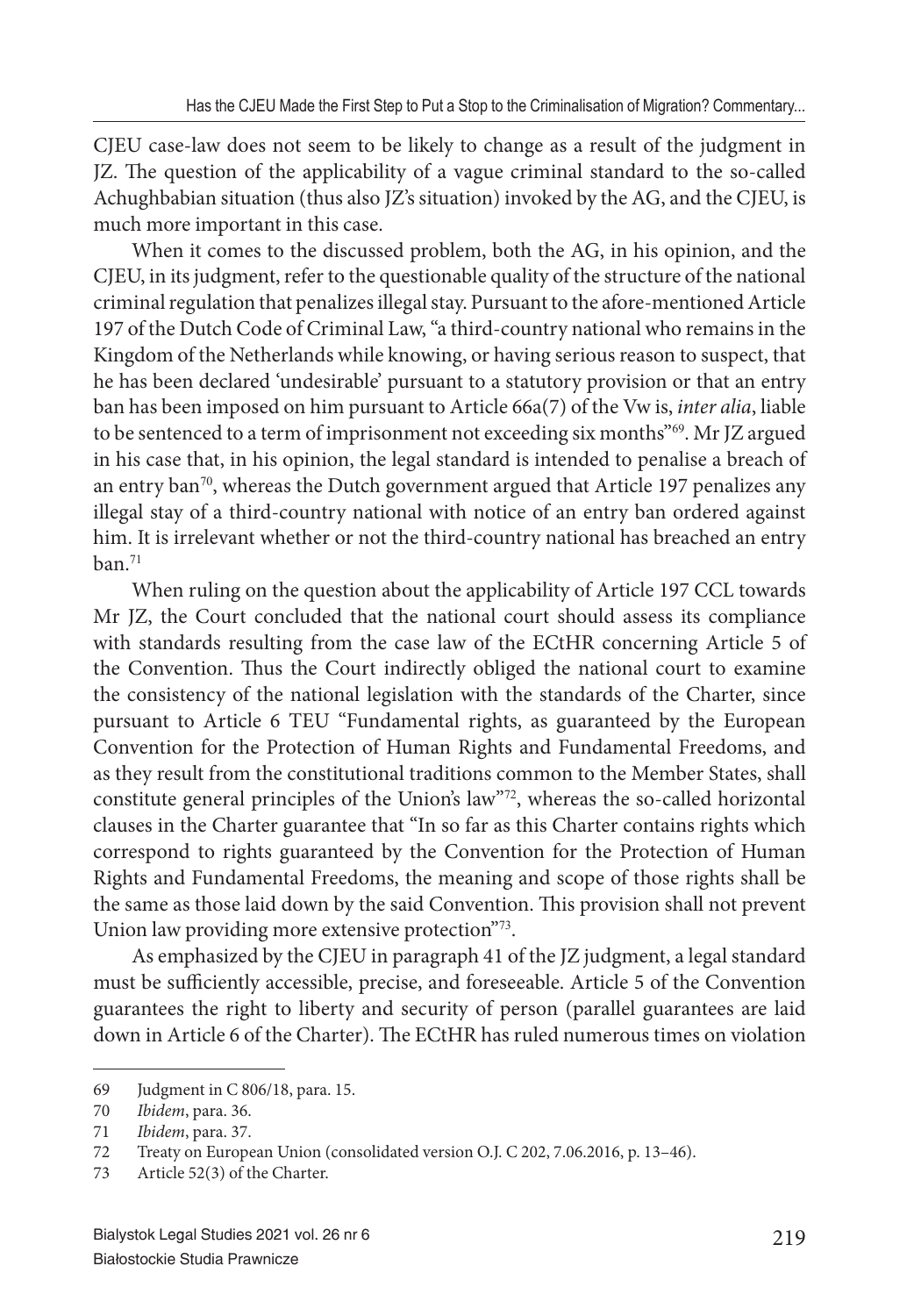CJEU case-law does not seem to be likely to change as a result of the judgment in JZ. The question of the applicability of a vague criminal standard to the so-called Achughbabian situation (thus also JZ's situation) invoked by the AG, and the CJEU, is much more important in this case.

When it comes to the discussed problem, both the AG, in his opinion, and the CJEU, in its judgment, refer to the questionable quality of the structure of the national criminal regulation that penalizes illegal stay. Pursuant to the afore-mentioned Article 197 of the Dutch Code of Criminal Law, "a third-country national who remains in the Kingdom of the Netherlands while knowing, or having serious reason to suspect, that he has been declared 'undesirable' pursuant to a statutory provision or that an entry ban has been imposed on him pursuant to Article 66a(7) of the Vw is, *inter alia*, liable to be sentenced to a term of imprisonment not exceeding six months"[69]. Mr JZ argued in his case that, in his opinion, the legal standard is intended to penalise a breach of an entry ban[70], whereas the Dutch government argued that Article 197 penalizes any illegal stay of a third-country national with notice of an entry ban ordered against him. It is irrelevant whether or not the third-country national has breached an entry ban.[71]

When ruling on the question about the applicability of Article 197 CCL towards Mr JZ, the Court concluded that the national court should assess its compliance with standards resulting from the case law of the ECtHR concerning Article 5 of the Convention. Thus the Court indirectly obliged the national court to examine the consistency of the national legislation with the standards of the Charter, since pursuant to Article 6 TEU "Fundamental rights, as guaranteed by the European Convention for the Protection of Human Rights and Fundamental Freedoms, and as they result from the constitutional traditions common to the Member States, shall constitute general principles of the Union's law"[72], whereas the so-called horizontal clauses in the Charter guarantee that "In so far as this Charter contains rights which correspond to rights guaranteed by the Convention for the Protection of Human Rights and Fundamental Freedoms, the meaning and scope of those rights shall be the same as those laid down by the said Convention. This provision shall not prevent Union law providing more extensive protection"[73].

As emphasized by the CJEU in paragraph 41 of the JZ judgment, a legal standard must be sufficiently accessible, precise, and foreseeable. Article 5 of the Convention guarantees the right to liberty and security of person (parallel guarantees are laid down in Article 6 of the Charter). The ECtHR has ruled numerous times on violation

---

69 Judgment in C 806/18, para. 15.

70 *Ibidem*, para. 36.

71 *Ibidem*, para. 37.

72 Treaty on European Union (consolidated version O.J. C 202, 7.06.2016, p. 13–46).

73 Article 52(3) of the Charter.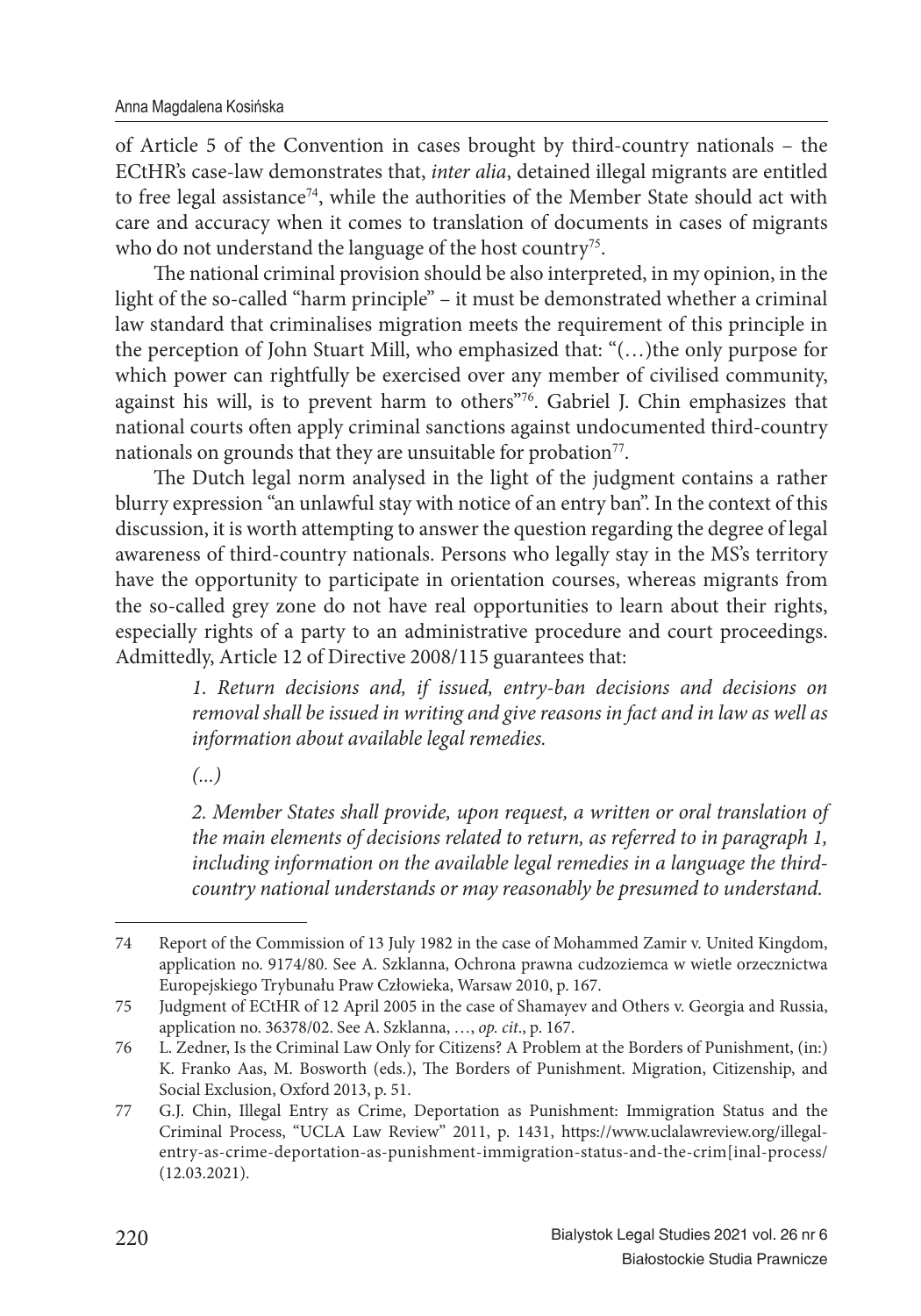of Article 5 of the Convention in cases brought by third-country nationals – the ECtHR's case-law demonstrates that, *inter alia*, detained illegal migrants are entitled to free legal assistance[74], while the authorities of the Member State should act with care and accuracy when it comes to translation of documents in cases of migrants who do not understand the language of the host country[75].

The national criminal provision should be also interpreted, in my opinion, in the light of the so-called "harm principle" – it must be demonstrated whether a criminal law standard that criminalises migration meets the requirement of this principle in the perception of John Stuart Mill, who emphasized that: "(…)the only purpose for which power can rightfully be exercised over any member of civilised community, against his will, is to prevent harm to others"[76]. Gabriel J. Chin emphasizes that national courts often apply criminal sanctions against undocumented third-country nationals on grounds that they are unsuitable for probation[77].

The Dutch legal norm analysed in the light of the judgment contains a rather blurry expression "an unlawful stay with notice of an entry ban". In the context of this discussion, it is worth attempting to answer the question regarding the degree of legal awareness of third-country nationals. Persons who legally stay in the MS's territory have the opportunity to participate in orientation courses, whereas migrants from the so-called grey zone do not have real opportunities to learn about their rights, especially rights of a party to an administrative procedure and court proceedings. Admittedly, Article 12 of Directive 2008/115 guarantees that:

> *1. Return decisions and, if issued, entry-ban decisions and decisions on removal shall be issued in writing and give reasons in fact and in law as well as information about available legal remedies.*
>
> *(…)*
>
> *2. Member States shall provide, upon request, a written or oral translation of the main elements of decisions related to return, as referred to in paragraph 1, including information on the available legal remedies in a language the third-country national understands or may reasonably be presumed to understand.*

---

74 Report of the Commission of 13 July 1982 in the case of Mohammed Zamir v. United Kingdom, application no. 9174/80. See A. Szklanna, Ochrona prawna cudzoziemca w wietle orzecznictwa Europejskiego Trybunału Praw Człowieka, Warsaw 2010, p. 167.

75 Judgment of ECtHR of 12 April 2005 in the case of Shamayev and Others v. Georgia and Russia, application no. 36378/02. See A. Szklanna, …, *op. cit.*, p. 167.

76 L. Zedner, Is the Criminal Law Only for Citizens? A Problem at the Borders of Punishment, (in:) K. Franko Aas, M. Bosworth (eds.), The Borders of Punishment. Migration, Citizenship, and Social Exclusion, Oxford 2013, p. 51.

77 G.J. Chin, Illegal Entry as Crime, Deportation as Punishment: Immigration Status and the Criminal Process, "UCLA Law Review" 2011, p. 1431, https://www.uclalawreview.org/illegal-entry-as-crime-deportation-as-punishment-immigration-status-and-the-crim[inal-process/ (12.03.2021).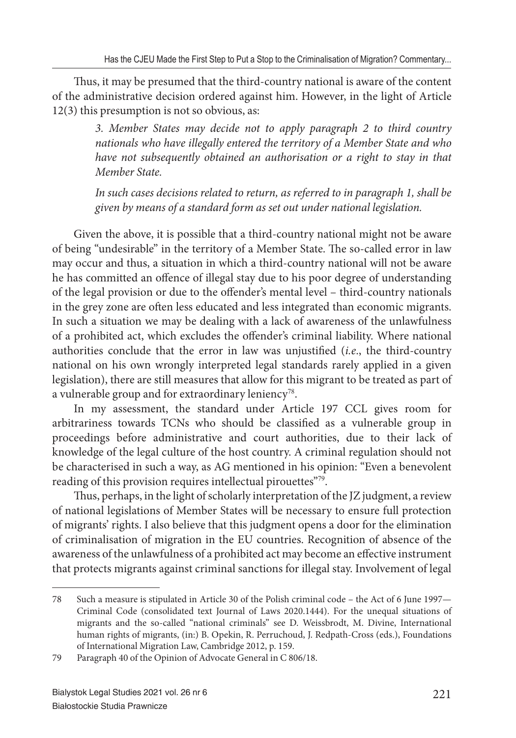Thus, it may be presumed that the third-country national is aware of the content of the administrative decision ordered against him. However, in the light of Article 12(3) this presumption is not so obvious, as:

> *3. Member States may decide not to apply paragraph 2 to third country nationals who have illegally entered the territory of a Member State and who have not subsequently obtained an authorisation or a right to stay in that Member State.*
>
> *In such cases decisions related to return, as referred to in paragraph 1, shall be given by means of a standard form as set out under national legislation.*

Given the above, it is possible that a third-country national might not be aware of being "undesirable" in the territory of a Member State. The so-called error in law may occur and thus, a situation in which a third-country national will not be aware he has committed an offence of illegal stay due to his poor degree of understanding of the legal provision or due to the offender's mental level – third-country nationals in the grey zone are often less educated and less integrated than economic migrants. In such a situation we may be dealing with a lack of awareness of the unlawfulness of a prohibited act, which excludes the offender's criminal liability. Where national authorities conclude that the error in law was unjustified (*i.e*., the third-country national on his own wrongly interpreted legal standards rarely applied in a given legislation), there are still measures that allow for this migrant to be treated as part of a vulnerable group and for extraordinary leniency[78].

In my assessment, the standard under Article 197 CCL gives room for arbitrariness towards TCNs who should be classified as a vulnerable group in proceedings before administrative and court authorities, due to their lack of knowledge of the legal culture of the host country. A criminal regulation should not be characterised in such a way, as AG mentioned in his opinion: "Even a benevolent reading of this provision requires intellectual pirouettes"[79].

Thus, perhaps, in the light of scholarly interpretation of the JZ judgment, a review of national legislations of Member States will be necessary to ensure full protection of migrants' rights. I also believe that this judgment opens a door for the elimination of criminalisation of migration in the EU countries. Recognition of absence of the awareness of the unlawfulness of a prohibited act may become an effective instrument that protects migrants against criminal sanctions for illegal stay. Involvement of legal

---

78 Such a measure is stipulated in Article 30 of the Polish criminal code – the Act of 6 June 1997—Criminal Code (consolidated text Journal of Laws 2020.1444). For the unequal situations of migrants and the so-called "national criminals" see D. Weissbrodt, M. Divine, International human rights of migrants, (in:) B. Opekin, R. Perruchoud, J. Redpath-Cross (eds.), Foundations of International Migration Law, Cambridge 2012, p. 159.

79 Paragraph 40 of the Opinion of Advocate General in C 806/18.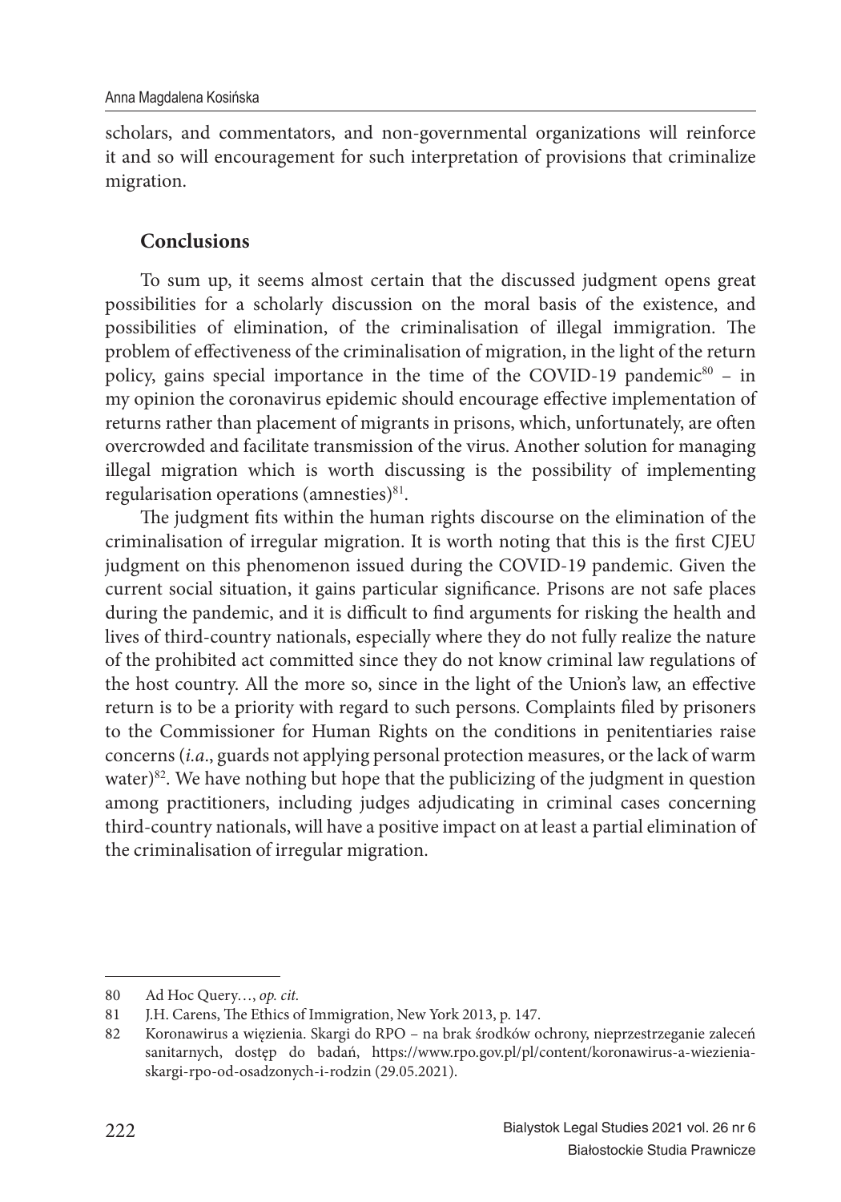scholars, and commentators, and non-governmental organizations will reinforce it and so will encouragement for such interpretation of provisions that criminalize migration.

## Conclusions

To sum up, it seems almost certain that the discussed judgment opens great possibilities for a scholarly discussion on the moral basis of the existence, and possibilities of elimination, of the criminalisation of illegal immigration. The problem of effectiveness of the criminalisation of migration, in the light of the return policy, gains special importance in the time of the COVID-19 pandemic[80] – in my opinion the coronavirus epidemic should encourage effective implementation of returns rather than placement of migrants in prisons, which, unfortunately, are often overcrowded and facilitate transmission of the virus. Another solution for managing illegal migration which is worth discussing is the possibility of implementing regularisation operations (amnesties)[81].

The judgment fits within the human rights discourse on the elimination of the criminalisation of irregular migration. It is worth noting that this is the first CJEU judgment on this phenomenon issued during the COVID-19 pandemic. Given the current social situation, it gains particular significance. Prisons are not safe places during the pandemic, and it is difficult to find arguments for risking the health and lives of third-country nationals, especially where they do not fully realize the nature of the prohibited act committed since they do not know criminal law regulations of the host country. All the more so, since in the light of the Union's law, an effective return is to be a priority with regard to such persons. Complaints filed by prisoners to the Commissioner for Human Rights on the conditions in penitentiaries raise concerns (*i.a*., guards not applying personal protection measures, or the lack of warm water)[82]. We have nothing but hope that the publicizing of the judgment in question among practitioners, including judges adjudicating in criminal cases concerning third-country nationals, will have a positive impact on at least a partial elimination of the criminalisation of irregular migration.

---

80 Ad Hoc Query…, *op. cit.*

81 J.H. Carens, The Ethics of Immigration, New York 2013, p. 147.

82 Koronawirus a więzienia. Skargi do RPO – na brak środków ochrony, nieprzestrzeganie zaleceń sanitarnych, dostęp do badań, https://www.rpo.gov.pl/pl/content/koronawirus-a-wiezienia-skargi-rpo-od-osadzonych-i-rodzin (29.05.2021).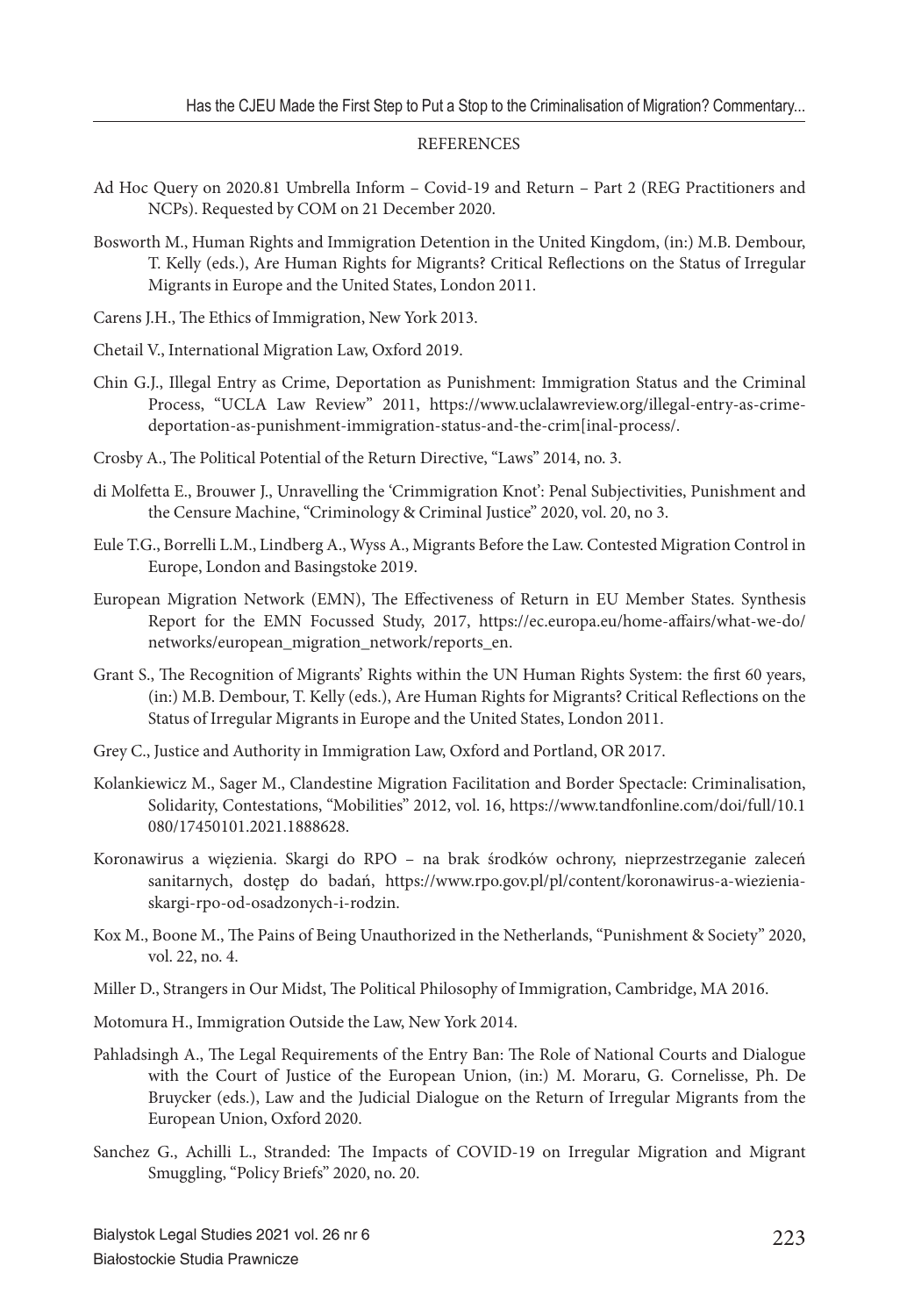## REFERENCES

Ad Hoc Query on 2020.81 Umbrella Inform – Covid-19 and Return – Part 2 (REG Practitioners and NCPs). Requested by COM on 21 December 2020.

Bosworth M., Human Rights and Immigration Detention in the United Kingdom, (in:) M.B. Dembour, T. Kelly (eds.), Are Human Rights for Migrants? Critical Reflections on the Status of Irregular Migrants in Europe and the United States, London 2011.

Carens J.H., The Ethics of Immigration, New York 2013.

Chetail V., International Migration Law, Oxford 2019.

Chin G.J., Illegal Entry as Crime, Deportation as Punishment: Immigration Status and the Criminal Process, "UCLA Law Review" 2011, https://www.uclalawreview.org/illegal-entry-as-crime-deportation-as-punishment-immigration-status-and-the-crim[inal-process/.

Crosby A., The Political Potential of the Return Directive, "Laws" 2014, no. 3.

di Molfetta E., Brouwer J., Unravelling the 'Crimmigration Knot': Penal Subjectivities, Punishment and the Censure Machine, "Criminology & Criminal Justice" 2020, vol. 20, no 3.

Eule T.G., Borrelli L.M., Lindberg A., Wyss A., Migrants Before the Law. Contested Migration Control in Europe, London and Basingstoke 2019.

European Migration Network (EMN), The Effectiveness of Return in EU Member States. Synthesis Report for the EMN Focussed Study, 2017, https://ec.europa.eu/home-affairs/what-we-do/networks/european_migration_network/reports_en.

Grant S., The Recognition of Migrants' Rights within the UN Human Rights System: the first 60 years, (in:) M.B. Dembour, T. Kelly (eds.), Are Human Rights for Migrants? Critical Reflections on the Status of Irregular Migrants in Europe and the United States, London 2011.

Grey C., Justice and Authority in Immigration Law, Oxford and Portland, OR 2017.

Kolankiewicz M., Sager M., Clandestine Migration Facilitation and Border Spectacle: Criminalisation, Solidarity, Contestations, "Mobilities" 2012, vol. 16, https://www.tandfonline.com/doi/full/10.1080/17450101.2021.1888628.

Koronawirus a więzienia. Skargi do RPO – na brak środków ochrony, nieprzestrzeganie zaleceń sanitarnych, dostęp do badań, https://www.rpo.gov.pl/pl/content/koronawirus-a-wiezienia-skargi-rpo-od-osadzonych-i-rodzin.

Kox M., Boone M., The Pains of Being Unauthorized in the Netherlands, "Punishment & Society" 2020, vol. 22, no. 4.

Miller D., Strangers in Our Midst, The Political Philosophy of Immigration, Cambridge, MA 2016.

Motomura H., Immigration Outside the Law, New York 2014.

Pahladsingh A., The Legal Requirements of the Entry Ban: The Role of National Courts and Dialogue with the Court of Justice of the European Union, (in:) M. Moraru, G. Cornelisse, Ph. De Bruycker (eds.), Law and the Judicial Dialogue on the Return of Irregular Migrants from the European Union, Oxford 2020.

Sanchez G., Achilli L., Stranded: The Impacts of COVID-19 on Irregular Migration and Migrant Smuggling, "Policy Briefs" 2020, no. 20.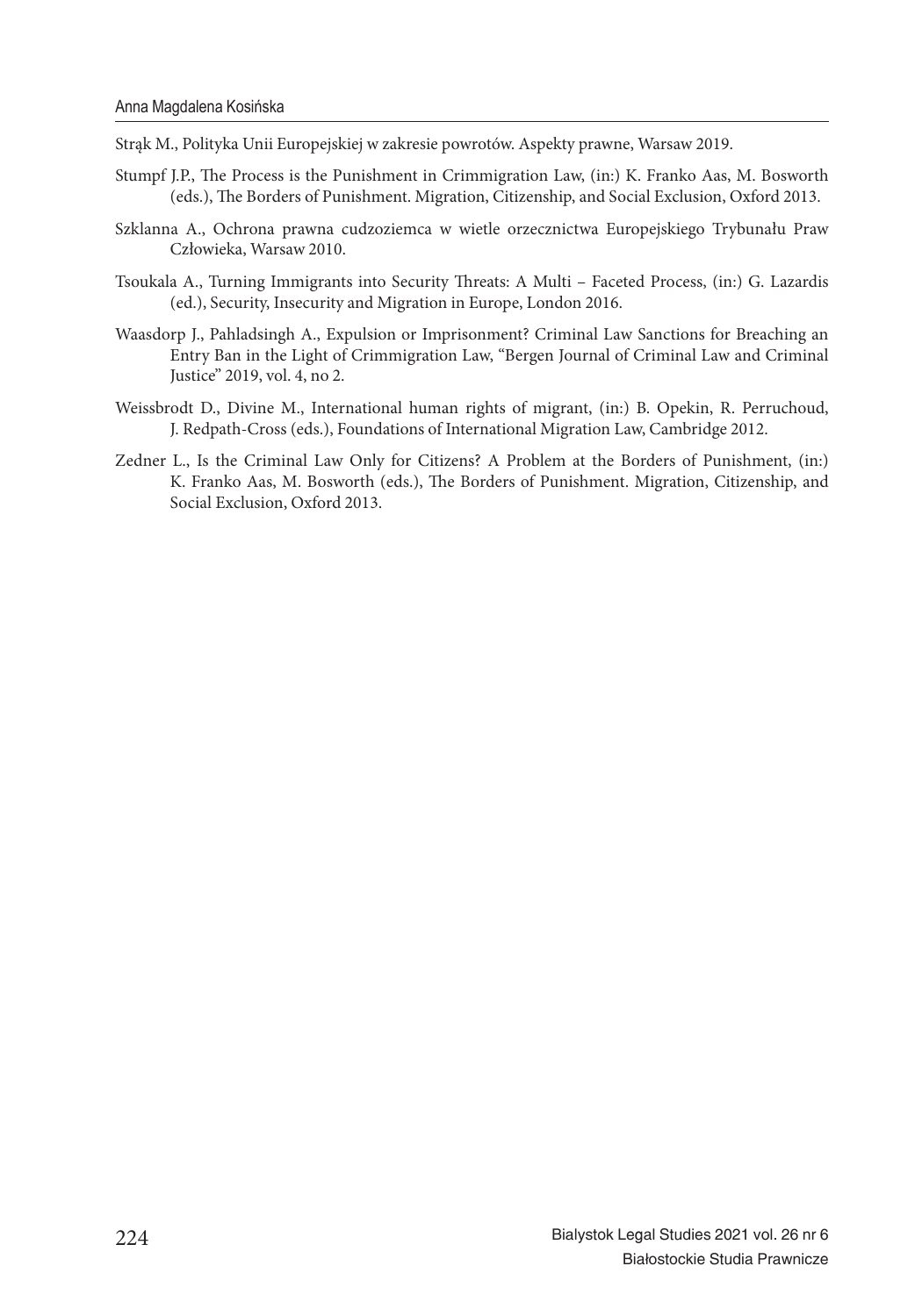Strąk M., Polityka Unii Europejskiej w zakresie powrotów. Aspekty prawne, Warsaw 2019.

Stumpf J.P., The Process is the Punishment in Crimmigration Law, (in:) K. Franko Aas, M. Bosworth (eds.), The Borders of Punishment. Migration, Citizenship, and Social Exclusion, Oxford 2013.

Szklanna A., Ochrona prawna cudzoziemca w wietle orzecznictwa Europejskiego Trybunału Praw Człowieka, Warsaw 2010.

Tsoukala A., Turning Immigrants into Security Threats: A Multi – Faceted Process, (in:) G. Lazardis (ed.), Security, Insecurity and Migration in Europe, London 2016.

Waasdorp J., Pahladsingh A., Expulsion or Imprisonment? Criminal Law Sanctions for Breaching an Entry Ban in the Light of Crimmigration Law, "Bergen Journal of Criminal Law and Criminal Justice" 2019, vol. 4, no 2.

Weissbrodt D., Divine M., International human rights of migrant, (in:) B. Opekin, R. Perruchoud, J. Redpath-Cross (eds.), Foundations of International Migration Law, Cambridge 2012.

Zedner L., Is the Criminal Law Only for Citizens? A Problem at the Borders of Punishment, (in:) K. Franko Aas, M. Bosworth (eds.), The Borders of Punishment. Migration, Citizenship, and Social Exclusion, Oxford 2013.